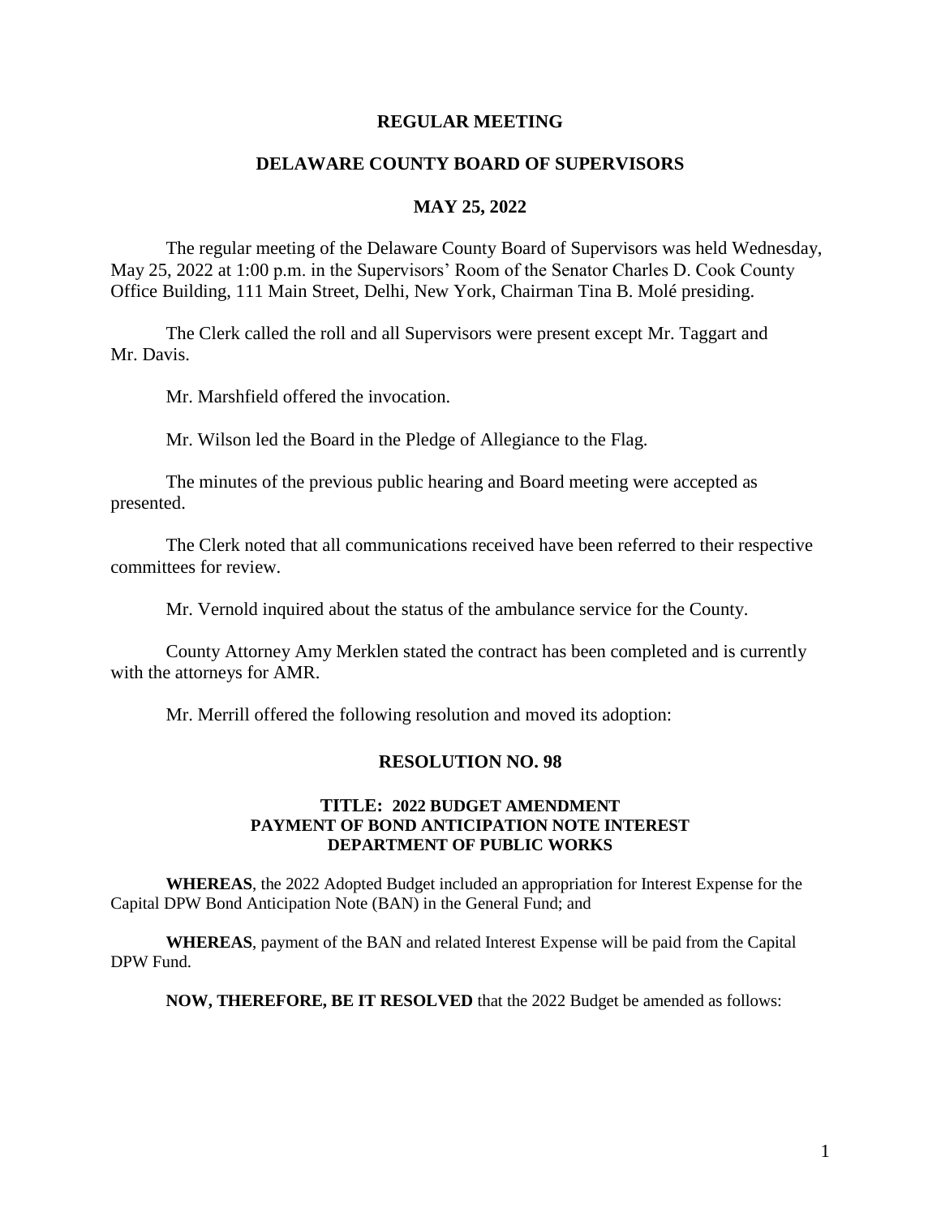# REGULAR MEETING

## DELAWARE COUNTY BOARD OF SUPERVISORS

## MAY 25, 2022

The regular meeting of the Delaware County Board of Supervisors was held Wednesday, May 25, 2022 at 1:00 p.m. in the Supervisors' Room of the Senator Charles D. Cook County Office Building, 111 Main Street, Delhi, New York, Chairman Tina B. Molé presiding.

The Clerk called the roll and all Supervisors were present except Mr. Taggart and Mr. Davis.

Mr. Marshfield offered the invocation.

Mr. Wilson led the Board in the Pledge of Allegiance to the Flag.

The minutes of the previous public hearing and Board meeting were accepted as presented.

The Clerk noted that all communications received have been referred to their respective committees for review.

Mr. Vernold inquired about the status of the ambulance service for the County.

County Attorney Amy Merklen stated the contract has been completed and is currently with the attorneys for AMR.

Mr. Merrill offered the following resolution and moved its adoption:

### RESOLUTION NO. 98

#### TITLE: 2022 BUDGET AMENDMENT PAYMENT OF BOND ANTICIPATION NOTE INTEREST DEPARTMENT OF PUBLIC WORKS

**WHEREAS**, the 2022 Adopted Budget included an appropriation for Interest Expense for the Capital DPW Bond Anticipation Note (BAN) in the General Fund; and

**WHEREAS**, payment of the BAN and related Interest Expense will be paid from the Capital DPW Fund.

**NOW, THEREFORE, BE IT RESOLVED** that the 2022 Budget be amended as follows: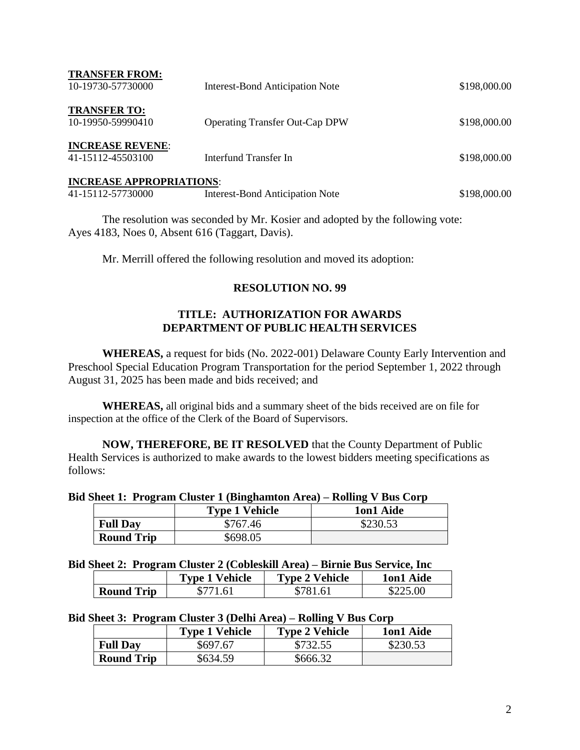**TRANSFER FROM:**

| | | |
|---|---|---|
| 10-19730-57730000 | Interest-Bond Anticipation Note | $198,000.00 |

**TRANSFER TO:**

| | | |
|---|---|---|
| 10-19950-59990410 | Operating Transfer Out-Cap DPW | $198,000.00 |

**INCREASE REVENE:**

| | | |
|---|---|---|
| 41-15112-45503100 | Interfund Transfer In | $198,000.00 |

**INCREASE APPROPRIATIONS:**

| | | |
|---|---|---|
| 41-15112-57730000 | Interest-Bond Anticipation Note | $198,000.00 |

The resolution was seconded by Mr. Kosier and adopted by the following vote: Ayes 4183, Noes 0, Absent 616 (Taggart, Davis).

Mr. Merrill offered the following resolution and moved its adoption:

## RESOLUTION NO. 99

### TITLE: AUTHORIZATION FOR AWARDS DEPARTMENT OF PUBLIC HEALTH SERVICES

**WHEREAS,** a request for bids (No. 2022-001) Delaware County Early Intervention and Preschool Special Education Program Transportation for the period September 1, 2022 through August 31, 2025 has been made and bids received; and

**WHEREAS,** all original bids and a summary sheet of the bids received are on file for inspection at the office of the Clerk of the Board of Supervisors.

**NOW, THEREFORE, BE IT RESOLVED** that the County Department of Public Health Services is authorized to make awards to the lowest bidders meeting specifications as follows:

**Bid Sheet 1: Program Cluster 1 (Binghamton Area) – Rolling V Bus Corp**

| | Type 1 Vehicle | 1on1 Aide |
|---|---|---|
| **Full Day** | $767.46 | $230.53 |
| **Round Trip** | $698.05 | |

**Bid Sheet 2: Program Cluster 2 (Cobleskill Area) – Birnie Bus Service, Inc**

| | Type 1 Vehicle | Type 2 Vehicle | 1on1 Aide |
|---|---|---|---|
| **Round Trip** | $771.61 | $781.61 | $225.00 |

**Bid Sheet 3: Program Cluster 3 (Delhi Area) – Rolling V Bus Corp**

| | Type 1 Vehicle | Type 2 Vehicle | 1on1 Aide |
|---|---|---|---|
| **Full Day** | $697.67 | $732.55 | $230.53 |
| **Round Trip** | $634.59 | $666.32 | |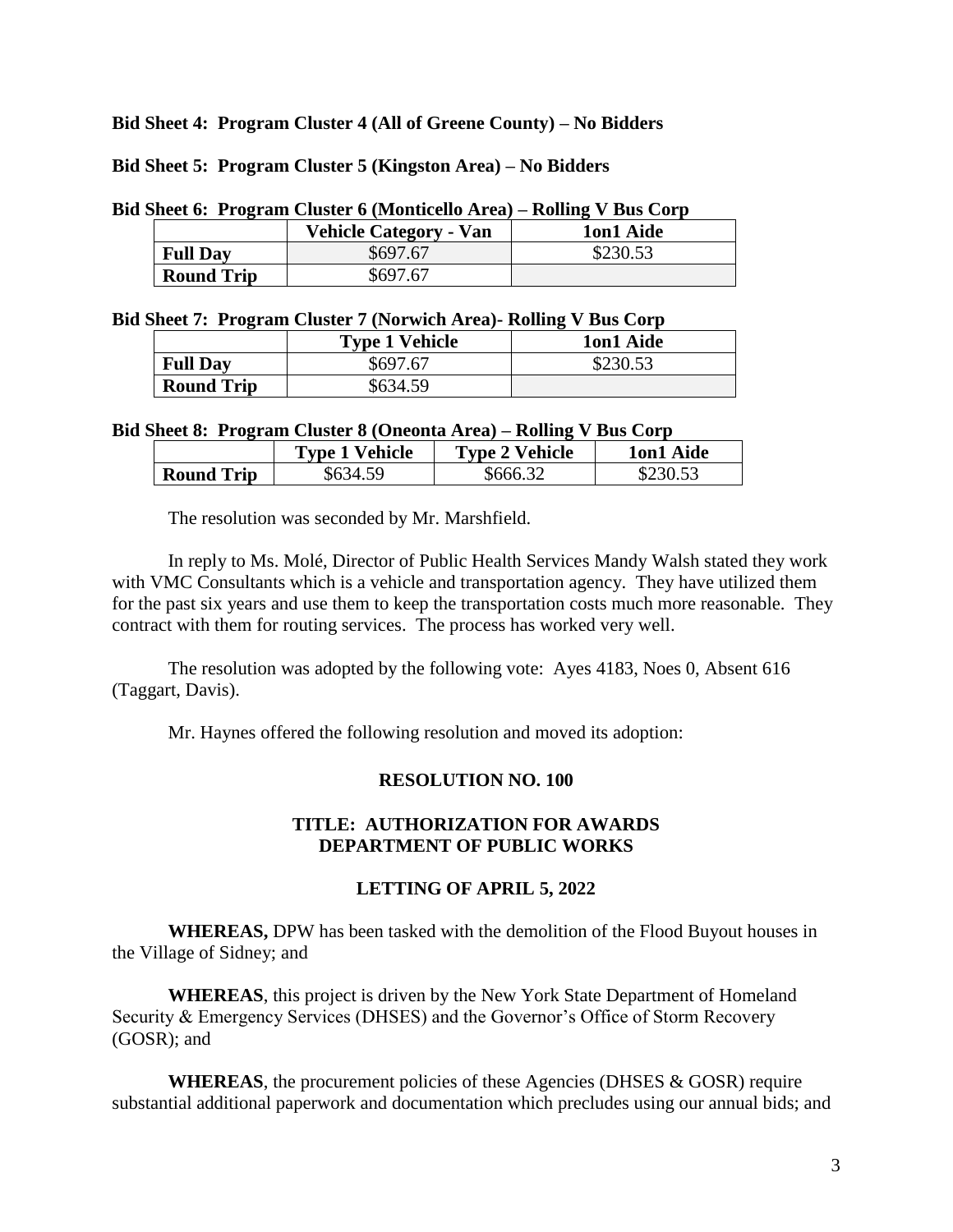**Bid Sheet 4: Program Cluster 4 (All of Greene County) – No Bidders**

**Bid Sheet 5: Program Cluster 5 (Kingston Area) – No Bidders**

**Bid Sheet 6: Program Cluster 6 (Monticello Area) – Rolling V Bus Corp**

| | Vehicle Category - Van | 1on1 Aide |
|---|---|---|
| **Full Day** | $697.67 | $230.53 |
| **Round Trip** | $697.67 | |

**Bid Sheet 7: Program Cluster 7 (Norwich Area)- Rolling V Bus Corp**

| | Type 1 Vehicle | 1on1 Aide |
|---|---|---|
| **Full Day** | $697.67 | $230.53 |
| **Round Trip** | $634.59 | |

**Bid Sheet 8: Program Cluster 8 (Oneonta Area) – Rolling V Bus Corp**

| | Type 1 Vehicle | Type 2 Vehicle | 1on1 Aide |
|---|---|---|---|
| **Round Trip** | $634.59 | $666.32 | $230.53 |

The resolution was seconded by Mr. Marshfield.

In reply to Ms. Molé, Director of Public Health Services Mandy Walsh stated they work with VMC Consultants which is a vehicle and transportation agency. They have utilized them for the past six years and use them to keep the transportation costs much more reasonable. They contract with them for routing services. The process has worked very well.

The resolution was adopted by the following vote: Ayes 4183, Noes 0, Absent 616 (Taggart, Davis).

Mr. Haynes offered the following resolution and moved its adoption:

**RESOLUTION NO. 100**

**TITLE: AUTHORIZATION FOR AWARDS DEPARTMENT OF PUBLIC WORKS**

**LETTING OF APRIL 5, 2022**

**WHEREAS,** DPW has been tasked with the demolition of the Flood Buyout houses in the Village of Sidney; and

**WHEREAS**, this project is driven by the New York State Department of Homeland Security & Emergency Services (DHSES) and the Governor's Office of Storm Recovery (GOSR); and

**WHEREAS**, the procurement policies of these Agencies (DHSES & GOSR) require substantial additional paperwork and documentation which precludes using our annual bids; and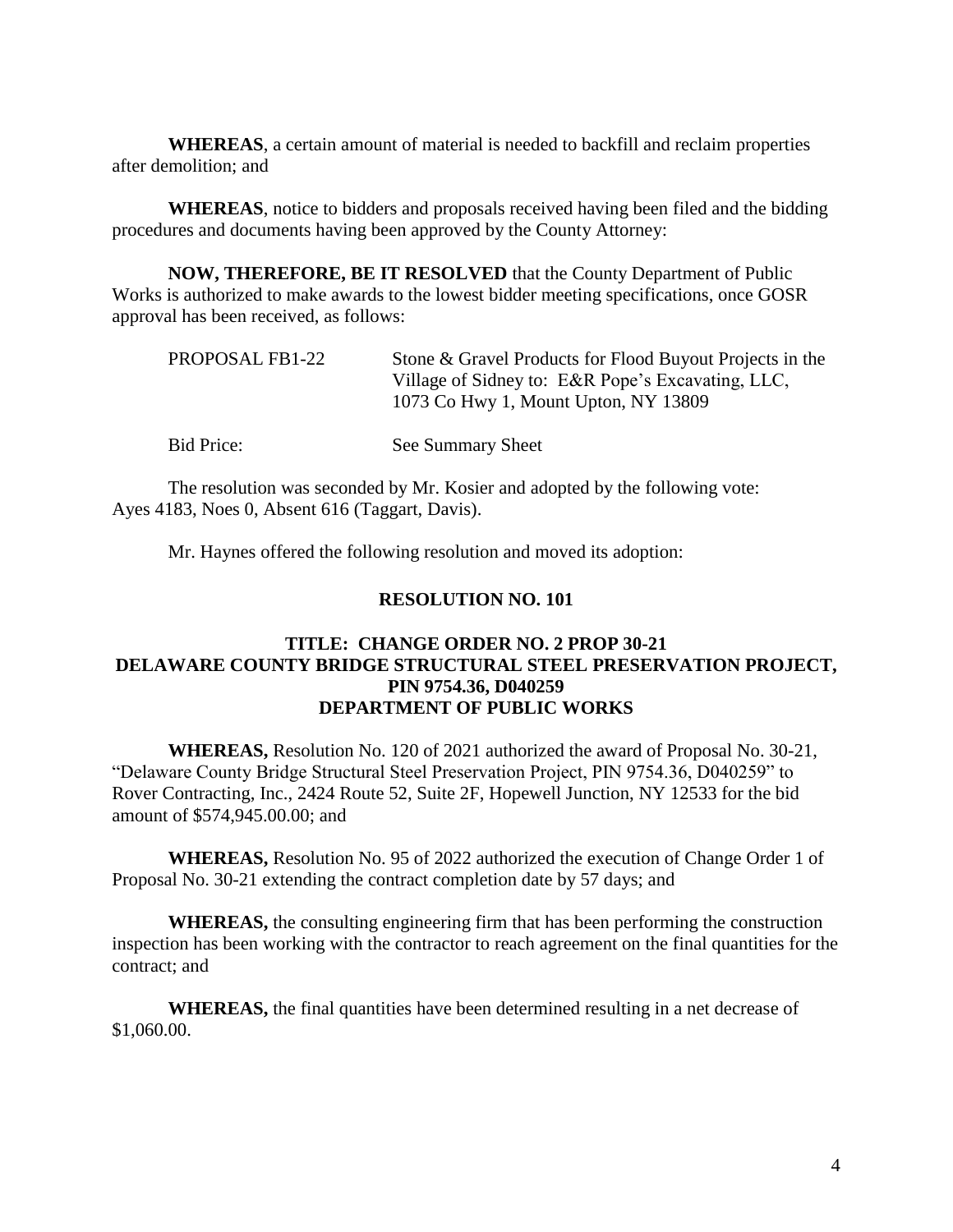**WHEREAS**, a certain amount of material is needed to backfill and reclaim properties after demolition; and

**WHEREAS**, notice to bidders and proposals received having been filed and the bidding procedures and documents having been approved by the County Attorney:

**NOW, THEREFORE, BE IT RESOLVED** that the County Department of Public Works is authorized to make awards to the lowest bidder meeting specifications, once GOSR approval has been received, as follows:

PROPOSAL FB1-22 — Stone & Gravel Products for Flood Buyout Projects in the Village of Sidney to: E&R Pope's Excavating, LLC, 1073 Co Hwy 1, Mount Upton, NY 13809

Bid Price: See Summary Sheet

The resolution was seconded by Mr. Kosier and adopted by the following vote: Ayes 4183, Noes 0, Absent 616 (Taggart, Davis).

Mr. Haynes offered the following resolution and moved its adoption:

## RESOLUTION NO. 101

### TITLE: CHANGE ORDER NO. 2 PROP 30-21 DELAWARE COUNTY BRIDGE STRUCTURAL STEEL PRESERVATION PROJECT, PIN 9754.36, D040259 DEPARTMENT OF PUBLIC WORKS

**WHEREAS,** Resolution No. 120 of 2021 authorized the award of Proposal No. 30-21, "Delaware County Bridge Structural Steel Preservation Project, PIN 9754.36, D040259" to Rover Contracting, Inc., 2424 Route 52, Suite 2F, Hopewell Junction, NY 12533 for the bid amount of $574,945.00.00; and

**WHEREAS,** Resolution No. 95 of 2022 authorized the execution of Change Order 1 of Proposal No. 30-21 extending the contract completion date by 57 days; and

**WHEREAS,** the consulting engineering firm that has been performing the construction inspection has been working with the contractor to reach agreement on the final quantities for the contract; and

**WHEREAS,** the final quantities have been determined resulting in a net decrease of $1,060.00.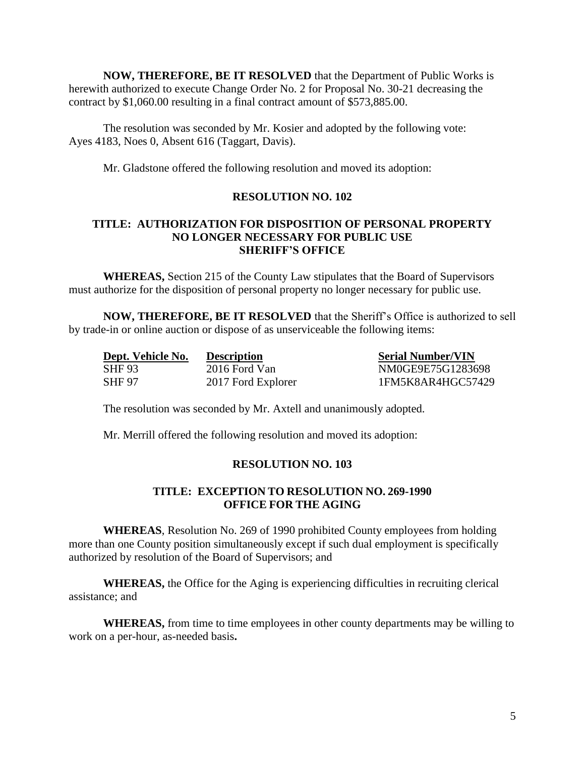**NOW, THEREFORE, BE IT RESOLVED** that the Department of Public Works is herewith authorized to execute Change Order No. 2 for Proposal No. 30-21 decreasing the contract by $1,060.00 resulting in a final contract amount of $573,885.00.

The resolution was seconded by Mr. Kosier and adopted by the following vote: Ayes 4183, Noes 0, Absent 616 (Taggart, Davis).

Mr. Gladstone offered the following resolution and moved its adoption:

**RESOLUTION NO. 102**

**TITLE: AUTHORIZATION FOR DISPOSITION OF PERSONAL PROPERTY NO LONGER NECESSARY FOR PUBLIC USE SHERIFF'S OFFICE**

**WHEREAS,** Section 215 of the County Law stipulates that the Board of Supervisors must authorize for the disposition of personal property no longer necessary for public use.

**NOW, THEREFORE, BE IT RESOLVED** that the Sheriff's Office is authorized to sell by trade-in or online auction or dispose of as unserviceable the following items:

| Dept. Vehicle No. | Description | Serial Number/VIN |
|---|---|---|
| SHF 93 | 2016 Ford Van | NM0GE9E75G1283698 |
| SHF 97 | 2017 Ford Explorer | 1FM5K8AR4HGC57429 |

The resolution was seconded by Mr. Axtell and unanimously adopted.

Mr. Merrill offered the following resolution and moved its adoption:

**RESOLUTION NO. 103**

**TITLE: EXCEPTION TO RESOLUTION NO. 269-1990 OFFICE FOR THE AGING**

**WHEREAS**, Resolution No. 269 of 1990 prohibited County employees from holding more than one County position simultaneously except if such dual employment is specifically authorized by resolution of the Board of Supervisors; and

**WHEREAS,** the Office for the Aging is experiencing difficulties in recruiting clerical assistance; and

**WHEREAS,** from time to time employees in other county departments may be willing to work on a per-hour, as-needed basis**.**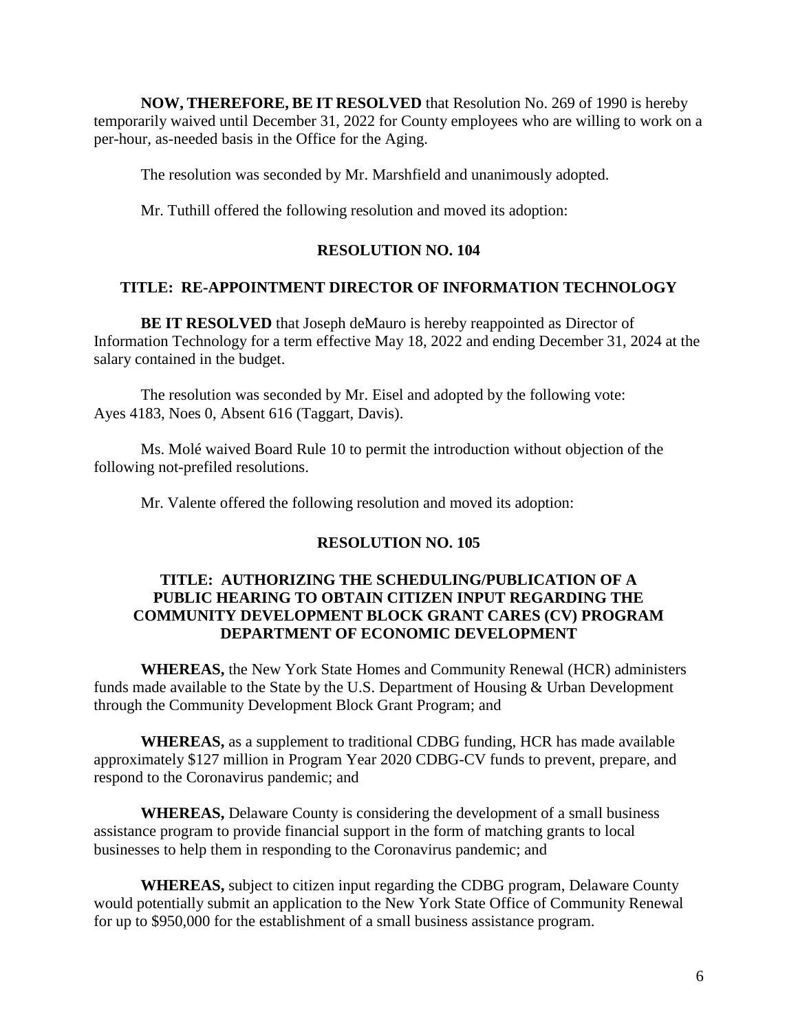**NOW, THEREFORE, BE IT RESOLVED** that Resolution No. 269 of 1990 is hereby temporarily waived until December 31, 2022 for County employees who are willing to work on a per-hour, as-needed basis in the Office for the Aging.

The resolution was seconded by Mr. Marshfield and unanimously adopted.

Mr. Tuthill offered the following resolution and moved its adoption:

**RESOLUTION NO. 104**

**TITLE: RE-APPOINTMENT DIRECTOR OF INFORMATION TECHNOLOGY**

**BE IT RESOLVED** that Joseph deMauro is hereby reappointed as Director of Information Technology for a term effective May 18, 2022 and ending December 31, 2024 at the salary contained in the budget.

The resolution was seconded by Mr. Eisel and adopted by the following vote: Ayes 4183, Noes 0, Absent 616 (Taggart, Davis).

Ms. Molé waived Board Rule 10 to permit the introduction without objection of the following not-prefiled resolutions.

Mr. Valente offered the following resolution and moved its adoption:

**RESOLUTION NO. 105**

**TITLE: AUTHORIZING THE SCHEDULING/PUBLICATION OF A PUBLIC HEARING TO OBTAIN CITIZEN INPUT REGARDING THE COMMUNITY DEVELOPMENT BLOCK GRANT CARES (CV) PROGRAM DEPARTMENT OF ECONOMIC DEVELOPMENT**

**WHEREAS,** the New York State Homes and Community Renewal (HCR) administers funds made available to the State by the U.S. Department of Housing & Urban Development through the Community Development Block Grant Program; and

**WHEREAS,** as a supplement to traditional CDBG funding, HCR has made available approximately $127 million in Program Year 2020 CDBG-CV funds to prevent, prepare, and respond to the Coronavirus pandemic; and

**WHEREAS,** Delaware County is considering the development of a small business assistance program to provide financial support in the form of matching grants to local businesses to help them in responding to the Coronavirus pandemic; and

**WHEREAS,** subject to citizen input regarding the CDBG program, Delaware County would potentially submit an application to the New York State Office of Community Renewal for up to $950,000 for the establishment of a small business assistance program.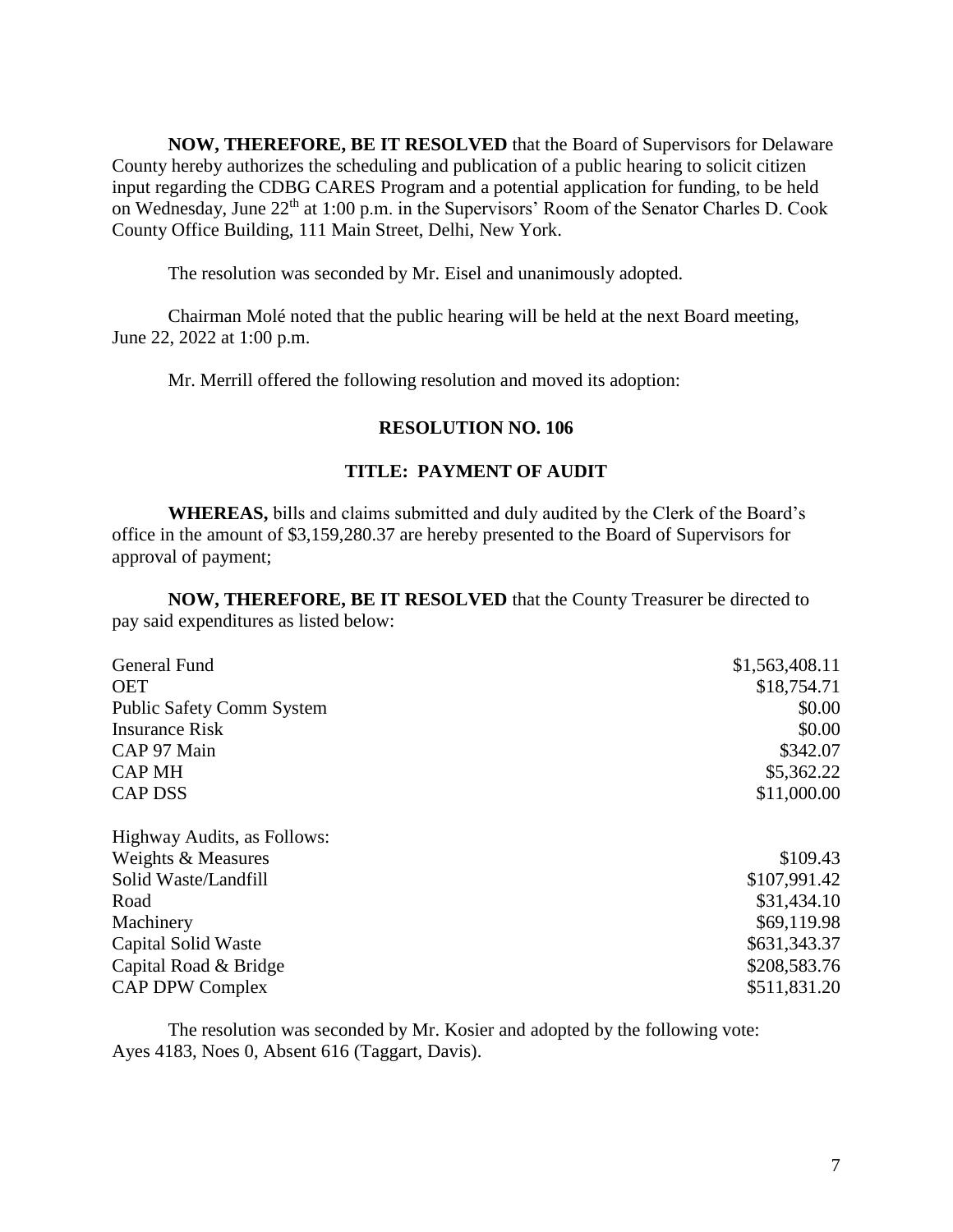**NOW, THEREFORE, BE IT RESOLVED** that the Board of Supervisors for Delaware County hereby authorizes the scheduling and publication of a public hearing to solicit citizen input regarding the CDBG CARES Program and a potential application for funding, to be held on Wednesday, June 22th at 1:00 p.m. in the Supervisors' Room of the Senator Charles D. Cook County Office Building, 111 Main Street, Delhi, New York.

The resolution was seconded by Mr. Eisel and unanimously adopted.

Chairman Molé noted that the public hearing will be held at the next Board meeting, June 22, 2022 at 1:00 p.m.

Mr. Merrill offered the following resolution and moved its adoption:

**RESOLUTION NO. 106**

**TITLE: PAYMENT OF AUDIT**

**WHEREAS,** bills and claims submitted and duly audited by the Clerk of the Board's office in the amount of $3,159,280.37 are hereby presented to the Board of Supervisors for approval of payment;

**NOW, THEREFORE, BE IT RESOLVED** that the County Treasurer be directed to pay said expenditures as listed below:

| | |
|---|---:|
| General Fund | $1,563,408.11 |
| OET | $18,754.71 |
| Public Safety Comm System | $0.00 |
| Insurance Risk | $0.00 |
| CAP 97 Main | $342.07 |
| CAP MH | $5,362.22 |
| CAP DSS | $11,000.00 |
| Highway Audits, as Follows: | |
| Weights & Measures | $109.43 |
| Solid Waste/Landfill | $107,991.42 |
| Road | $31,434.10 |
| Machinery | $69,119.98 |
| Capital Solid Waste | $631,343.37 |
| Capital Road & Bridge | $208,583.76 |
| CAP DPW Complex | $511,831.20 |

The resolution was seconded by Mr. Kosier and adopted by the following vote: Ayes 4183, Noes 0, Absent 616 (Taggart, Davis).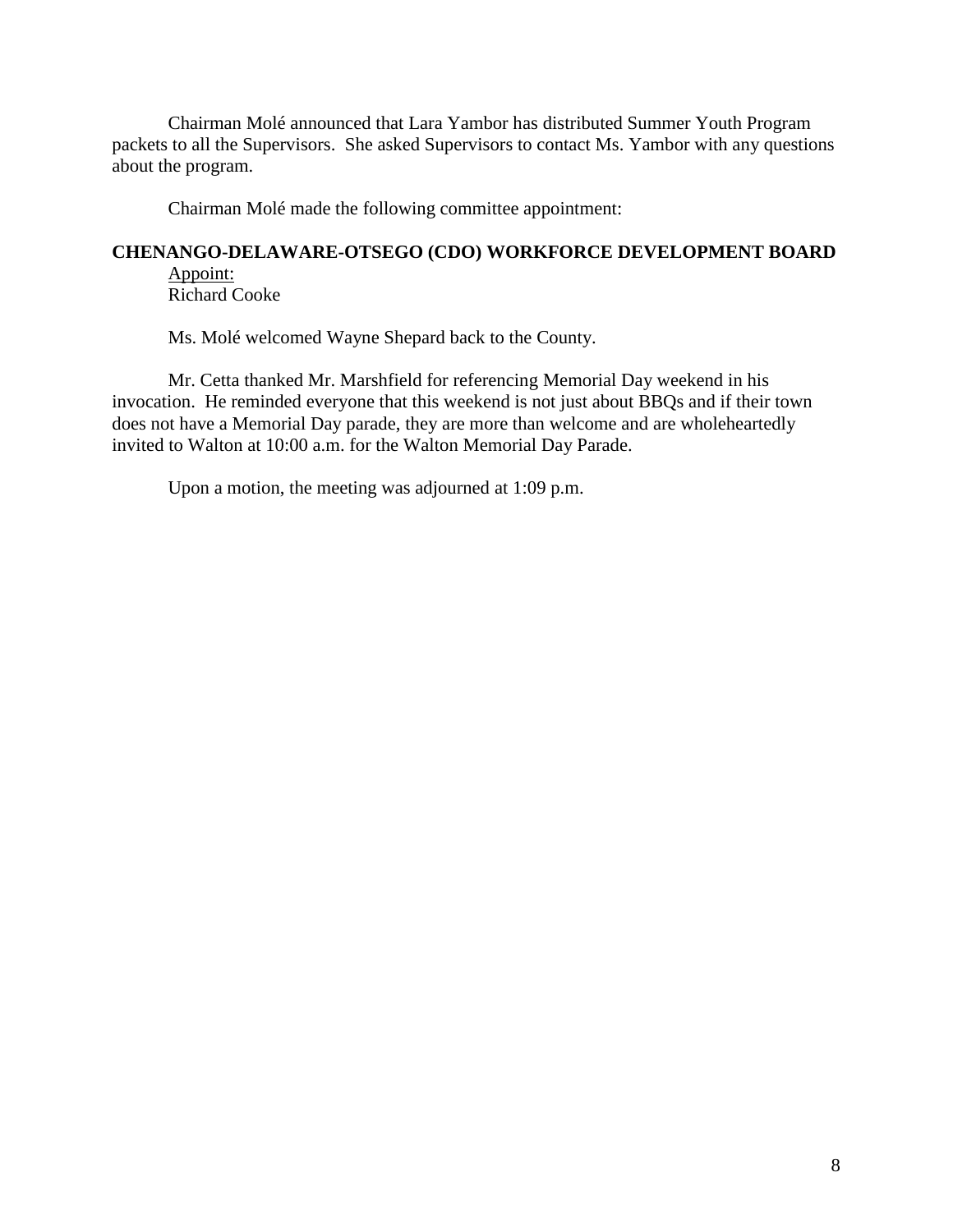Chairman Molé announced that Lara Yambor has distributed Summer Youth Program packets to all the Supervisors. She asked Supervisors to contact Ms. Yambor with any questions about the program.

Chairman Molé made the following committee appointment:

**CHENANGO-DELAWARE-OTSEGO (CDO) WORKFORCE DEVELOPMENT BOARD**

Appoint:
Richard Cooke

Ms. Molé welcomed Wayne Shepard back to the County.

Mr. Cetta thanked Mr. Marshfield for referencing Memorial Day weekend in his invocation. He reminded everyone that this weekend is not just about BBQs and if their town does not have a Memorial Day parade, they are more than welcome and are wholeheartedly invited to Walton at 10:00 a.m. for the Walton Memorial Day Parade.

Upon a motion, the meeting was adjourned at 1:09 p.m.